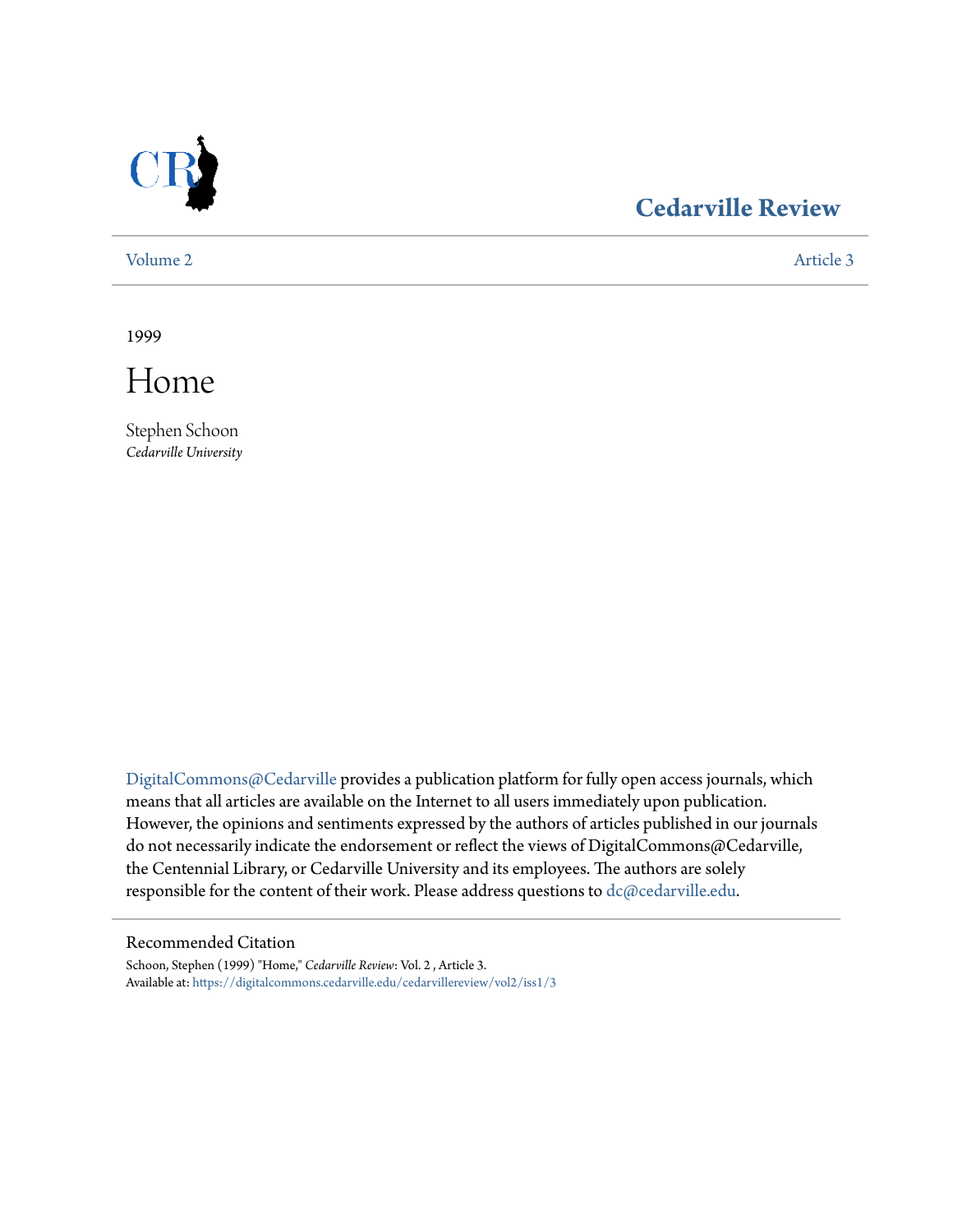# Cedarville Review

Volume 2 Article 3

1999

# Home

Stephen Schoon
*Cedarville University*

DigitalCommons@Cedarville provides a publication platform for fully open access journals, which means that all articles are available on the Internet to all users immediately upon publication. However, the opinions and sentiments expressed by the authors of articles published in our journals do not necessarily indicate the endorsement or reflect the views of DigitalCommons@Cedarville, the Centennial Library, or Cedarville University and its employees. The authors are solely responsible for the content of their work. Please address questions to dc@cedarville.edu.

## Recommended Citation

Schoon, Stephen (1999) "Home," *Cedarville Review*: Vol. 2 , Article 3.
Available at: https://digitalcommons.cedarville.edu/cedarvillereview/vol2/iss1/3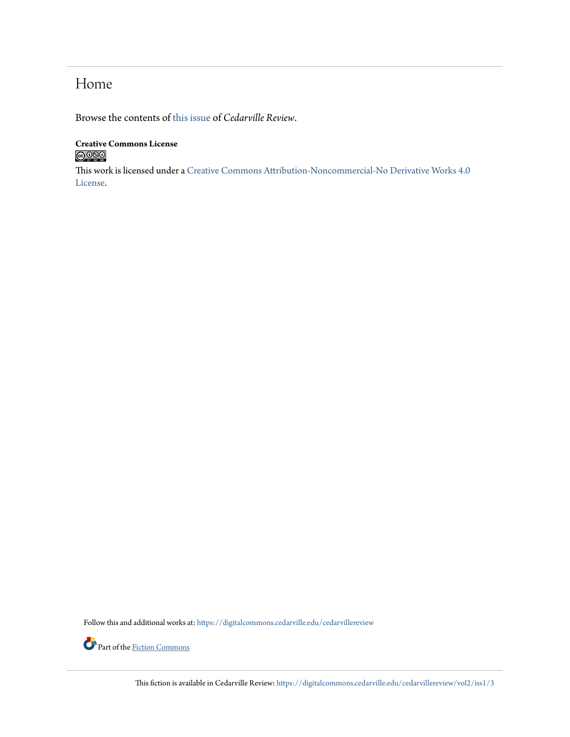# Home

Browse the contents of this issue of *Cedarville Review*.

**Creative Commons License**

This work is licensed under a Creative Commons Attribution-Noncommercial-No Derivative Works 4.0 License.

Follow this and additional works at: https://digitalcommons.cedarville.edu/cedarvillereview

Part of the Fiction Commons

This fiction is available in Cedarville Review: https://digitalcommons.cedarville.edu/cedarvillereview/vol2/iss1/3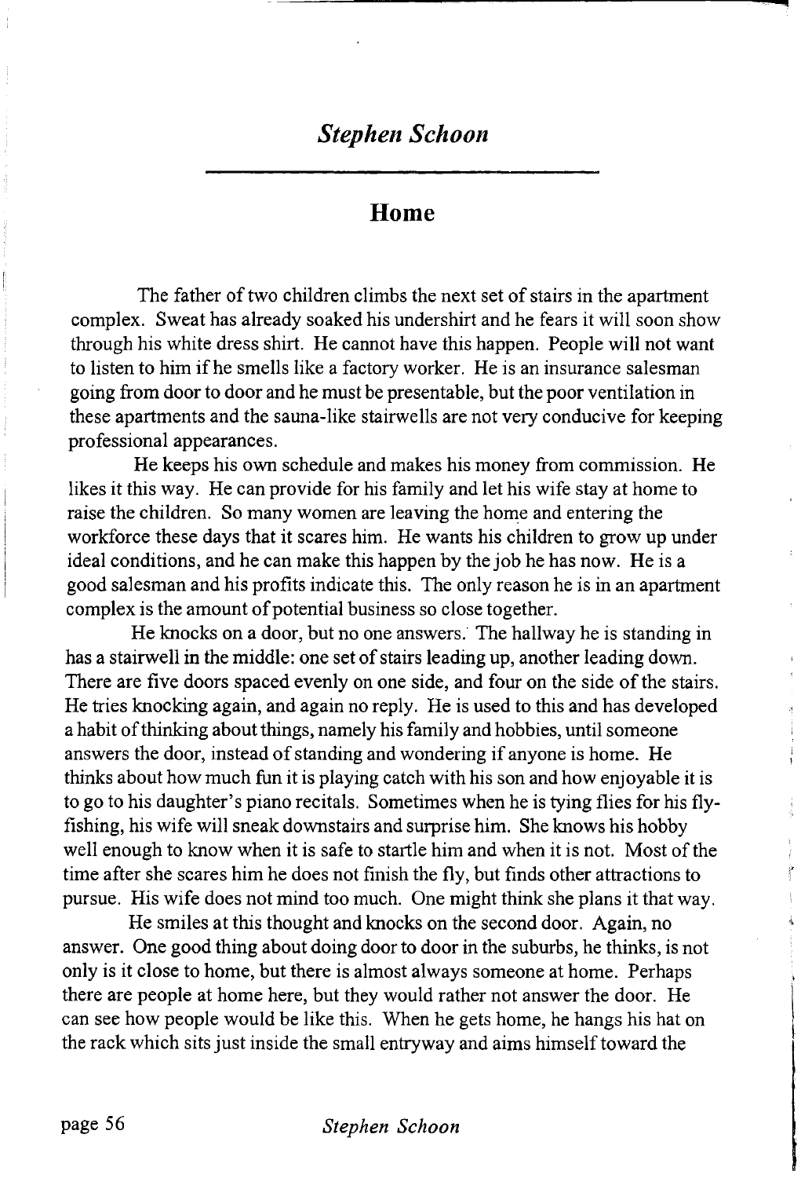## *Stephen Schoon*

---

# Home

The father of two children climbs the next set of stairs in the apartment complex. Sweat has already soaked his undershirt and he fears it will soon show through his white dress shirt. He cannot have this happen. People will not want to listen to him if he smells like a factory worker. He is an insurance salesman going from door to door and he must be presentable, but the poor ventilation in these apartments and the sauna-like stairwells are not very conducive for keeping professional appearances.

He keeps his own schedule and makes his money from commission. He likes it this way. He can provide for his family and let his wife stay at home to raise the children. So many women are leaving the home and entering the workforce these days that it scares him. He wants his children to grow up under ideal conditions, and he can make this happen by the job he has now. He is a good salesman and his profits indicate this. The only reason he is in an apartment complex is the amount of potential business so close together.

He knocks on a door, but no one answers. The hallway he is standing in has a stairwell in the middle: one set of stairs leading up, another leading down. There are five doors spaced evenly on one side, and four on the side of the stairs. He tries knocking again, and again no reply. He is used to this and has developed a habit of thinking about things, namely his family and hobbies, until someone answers the door, instead of standing and wondering if anyone is home. He thinks about how much fun it is playing catch with his son and how enjoyable it is to go to his daughter's piano recitals. Sometimes when he is tying flies for his fly-fishing, his wife will sneak downstairs and surprise him. She knows his hobby well enough to know when it is safe to startle him and when it is not. Most of the time after she scares him he does not finish the fly, but finds other attractions to pursue. His wife does not mind too much. One might think she plans it that way.

He smiles at this thought and knocks on the second door. Again, no answer. One good thing about doing door to door in the suburbs, he thinks, is not only is it close to home, but there is almost always someone at home. Perhaps there are people at home here, but they would rather not answer the door. He can see how people would be like this. When he gets home, he hangs his hat on the rack which sits just inside the small entryway and aims himself toward the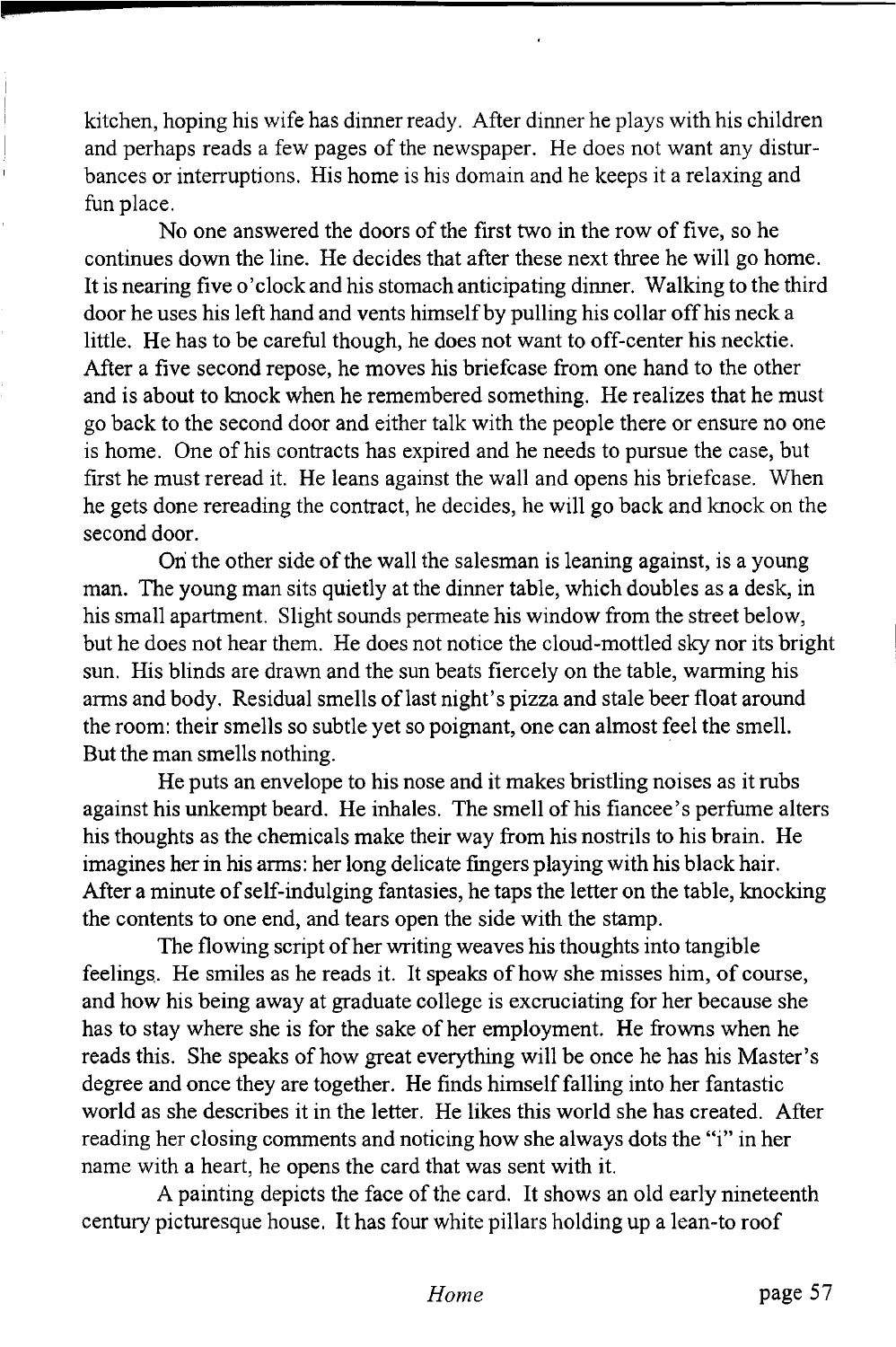kitchen, hoping his wife has dinner ready. After dinner he plays with his children and perhaps reads a few pages of the newspaper. He does not want any disturbances or interruptions. His home is his domain and he keeps it a relaxing and fun place.

No one answered the doors of the first two in the row of five, so he continues down the line. He decides that after these next three he will go home. It is nearing five o'clock and his stomach anticipating dinner. Walking to the third door he uses his left hand and vents himself by pulling his collar off his neck a little. He has to be careful though, he does not want to off-center his necktie. After a five second repose, he moves his briefcase from one hand to the other and is about to knock when he remembered something. He realizes that he must go back to the second door and either talk with the people there or ensure no one is home. One of his contracts has expired and he needs to pursue the case, but first he must reread it. He leans against the wall and opens his briefcase. When he gets done rereading the contract, he decides, he will go back and knock on the second door.

On the other side of the wall the salesman is leaning against, is a young man. The young man sits quietly at the dinner table, which doubles as a desk, in his small apartment. Slight sounds permeate his window from the street below, but he does not hear them. He does not notice the cloud-mottled sky nor its bright sun. His blinds are drawn and the sun beats fiercely on the table, warming his arms and body. Residual smells of last night's pizza and stale beer float around the room: their smells so subtle yet so poignant, one can almost feel the smell. But the man smells nothing.

He puts an envelope to his nose and it makes bristling noises as it rubs against his unkempt beard. He inhales. The smell of his fiancee's perfume alters his thoughts as the chemicals make their way from his nostrils to his brain. He imagines her in his arms: her long delicate fingers playing with his black hair. After a minute of self-indulging fantasies, he taps the letter on the table, knocking the contents to one end, and tears open the side with the stamp.

The flowing script of her writing weaves his thoughts into tangible feelings. He smiles as he reads it. It speaks of how she misses him, of course, and how his being away at graduate college is excruciating for her because she has to stay where she is for the sake of her employment. He frowns when he reads this. She speaks of how great everything will be once he has his Master's degree and once they are together. He finds himself falling into her fantastic world as she describes it in the letter. He likes this world she has created. After reading her closing comments and noticing how she always dots the "i" in her name with a heart, he opens the card that was sent with it.

A painting depicts the face of the card. It shows an old early nineteenth century picturesque house. It has four white pillars holding up a lean-to roof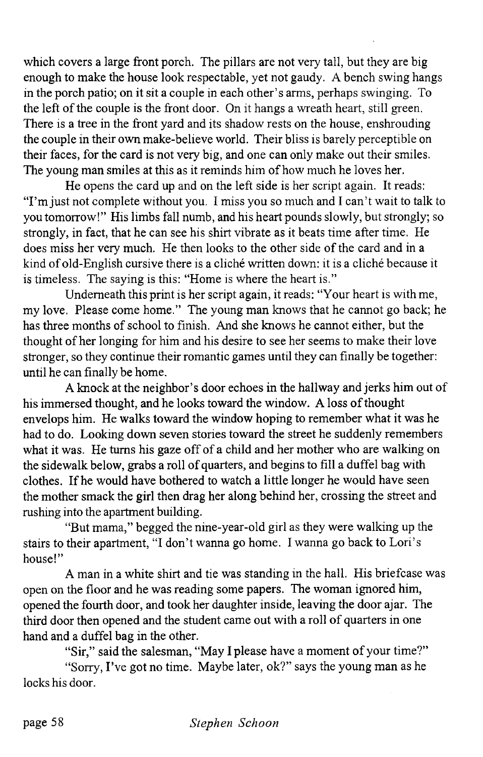which covers a large front porch. The pillars are not very tall, but they are big enough to make the house look respectable, yet not gaudy. A bench swing hangs in the porch patio; on it sit a couple in each other's arms, perhaps swinging. To the left of the couple is the front door. On it hangs a wreath heart, still green. There is a tree in the front yard and its shadow rests on the house, enshrouding the couple in their own make-believe world. Their bliss is barely perceptible on their faces, for the card is not very big, and one can only make out their smiles. The young man smiles at this as it reminds him of how much he loves her.

He opens the card up and on the left side is her script again. It reads: "I'm just not complete without you. I miss you so much and I can't wait to talk to you tomorrow!" His limbs fall numb, and his heart pounds slowly, but strongly; so strongly, in fact, that he can see his shirt vibrate as it beats time after time. He does miss her very much. He then looks to the other side of the card and in a kind of old-English cursive there is a cliché written down: it is a cliché because it is timeless. The saying is this: "Home is where the heart is."

Underneath this print is her script again, it reads: "Your heart is with me, my love. Please come home." The young man knows that he cannot go back; he has three months of school to finish. And she knows he cannot either, but the thought of her longing for him and his desire to see her seems to make their love stronger, so they continue their romantic games until they can finally be together: until he can finally be home.

A knock at the neighbor's door echoes in the hallway and jerks him out of his immersed thought, and he looks toward the window. A loss of thought envelops him. He walks toward the window hoping to remember what it was he had to do. Looking down seven stories toward the street he suddenly remembers what it was. He turns his gaze off of a child and her mother who are walking on the sidewalk below, grabs a roll of quarters, and begins to fill a duffel bag with clothes. If he would have bothered to watch a little longer he would have seen the mother smack the girl then drag her along behind her, crossing the street and rushing into the apartment building.

"But mama," begged the nine-year-old girl as they were walking up the stairs to their apartment, "I don't wanna go home. I wanna go back to Lori's house!"

A man in a white shirt and tie was standing in the hall. His briefcase was open on the floor and he was reading some papers. The woman ignored him, opened the fourth door, and took her daughter inside, leaving the door ajar. The third door then opened and the student came out with a roll of quarters in one hand and a duffel bag in the other.

"Sir," said the salesman, "May I please have a moment of your time?"

"Sorry, I've got no time. Maybe later, ok?" says the young man as he locks his door.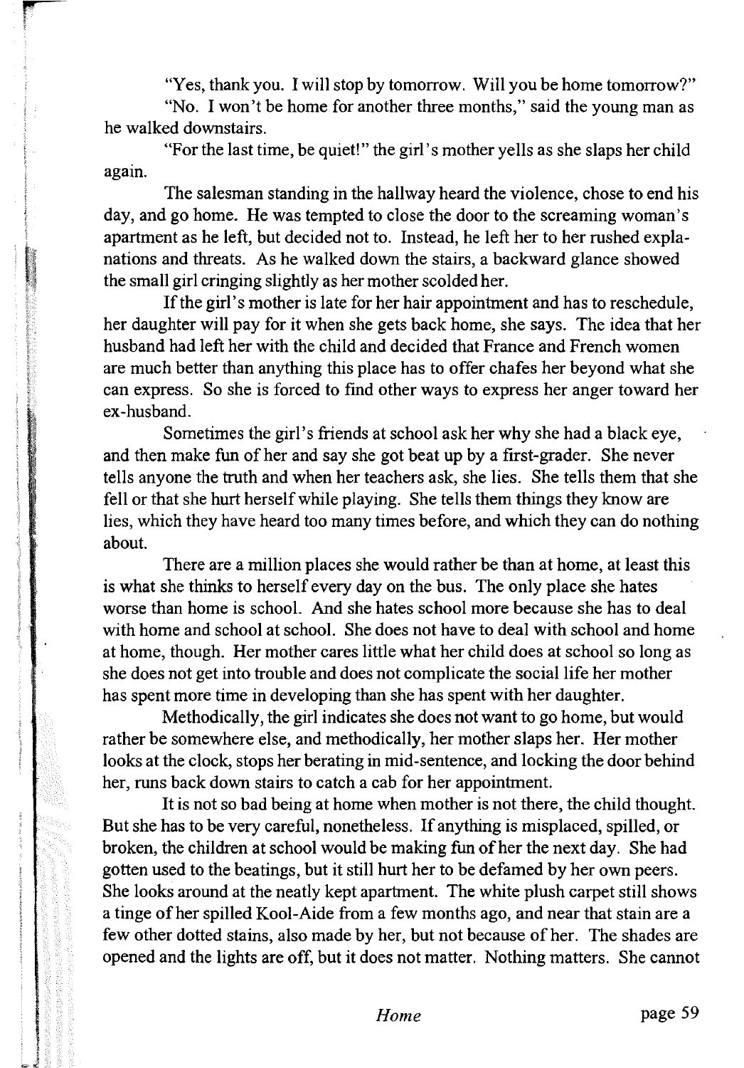"Yes, thank you. I will stop by tomorrow. Will you be home tomorrow?"

"No. I won't be home for another three months," said the young man as he walked downstairs.

"For the last time, be quiet!" the girl's mother yells as she slaps her child again.

The salesman standing in the hallway heard the violence, chose to end his day, and go home. He was tempted to close the door to the screaming woman's apartment as he left, but decided not to. Instead, he left her to her rushed explanations and threats. As he walked down the stairs, a backward glance showed the small girl cringing slightly as her mother scolded her.

If the girl's mother is late for her hair appointment and has to reschedule, her daughter will pay for it when she gets back home, she says. The idea that her husband had left her with the child and decided that France and French women are much better than anything this place has to offer chafes her beyond what she can express. So she is forced to find other ways to express her anger toward her ex-husband.

Sometimes the girl's friends at school ask her why she had a black eye, and then make fun of her and say she got beat up by a first-grader. She never tells anyone the truth and when her teachers ask, she lies. She tells them that she fell or that she hurt herself while playing. She tells them things they know are lies, which they have heard too many times before, and which they can do nothing about.

There are a million places she would rather be than at home, at least this is what she thinks to herself every day on the bus. The only place she hates worse than home is school. And she hates school more because she has to deal with home and school at school. She does not have to deal with school and home at home, though. Her mother cares little what her child does at school so long as she does not get into trouble and does not complicate the social life her mother has spent more time in developing than she has spent with her daughter.

Methodically, the girl indicates she does not want to go home, but would rather be somewhere else, and methodically, her mother slaps her. Her mother looks at the clock, stops her berating in mid-sentence, and locking the door behind her, runs back down stairs to catch a cab for her appointment.

It is not so bad being at home when mother is not there, the child thought. But she has to be very careful, nonetheless. If anything is misplaced, spilled, or broken, the children at school would be making fun of her the next day. She had gotten used to the beatings, but it still hurt her to be defamed by her own peers. She looks around at the neatly kept apartment. The white plush carpet still shows a tinge of her spilled Kool-Aide from a few months ago, and near that stain are a few other dotted stains, also made by her, but not because of her. The shades are opened and the lights are off, but it does not matter. Nothing matters. She cannot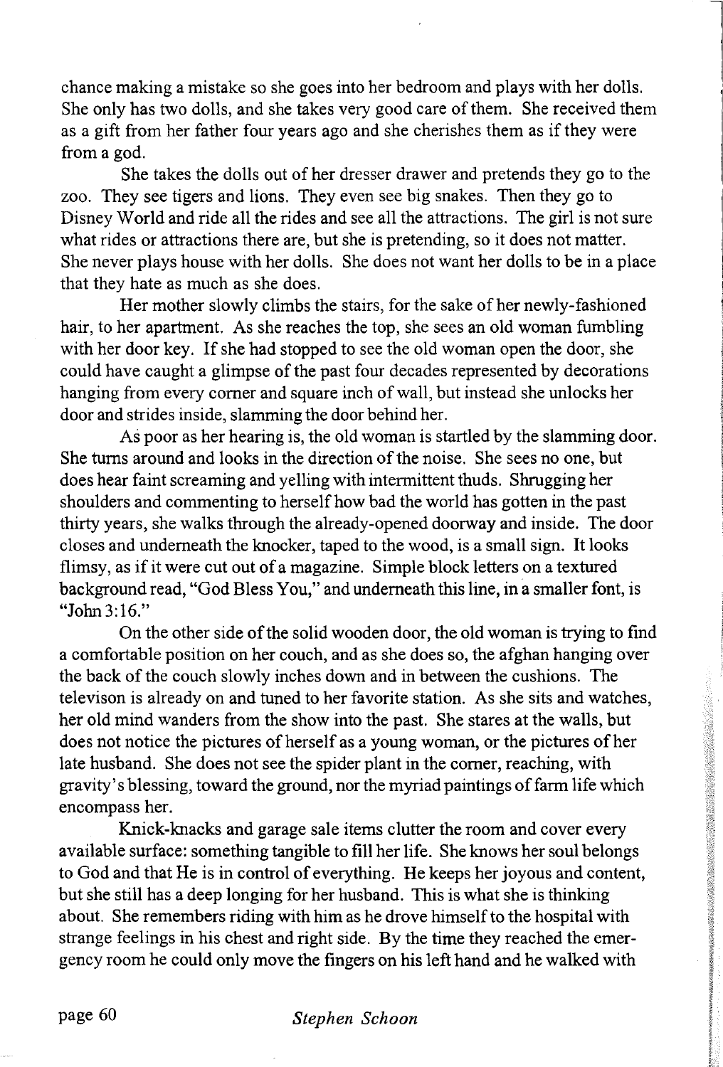chance making a mistake so she goes into her bedroom and plays with her dolls. She only has two dolls, and she takes very good care of them. She received them as a gift from her father four years ago and she cherishes them as if they were from a god.

She takes the dolls out of her dresser drawer and pretends they go to the zoo. They see tigers and lions. They even see big snakes. Then they go to Disney World and ride all the rides and see all the attractions. The girl is not sure what rides or attractions there are, but she is pretending, so it does not matter. She never plays house with her dolls. She does not want her dolls to be in a place that they hate as much as she does.

Her mother slowly climbs the stairs, for the sake of her newly-fashioned hair, to her apartment. As she reaches the top, she sees an old woman fumbling with her door key. If she had stopped to see the old woman open the door, she could have caught a glimpse of the past four decades represented by decorations hanging from every corner and square inch of wall, but instead she unlocks her door and strides inside, slamming the door behind her.

As poor as her hearing is, the old woman is startled by the slamming door. She turns around and looks in the direction of the noise. She sees no one, but does hear faint screaming and yelling with intermittent thuds. Shrugging her shoulders and commenting to herself how bad the world has gotten in the past thirty years, she walks through the already-opened doorway and inside. The door closes and underneath the knocker, taped to the wood, is a small sign. It looks flimsy, as if it were cut out of a magazine. Simple block letters on a textured background read, "God Bless You," and underneath this line, in a smaller font, is "John 3:16."

On the other side of the solid wooden door, the old woman is trying to find a comfortable position on her couch, and as she does so, the afghan hanging over the back of the couch slowly inches down and in between the cushions. The televison is already on and tuned to her favorite station. As she sits and watches, her old mind wanders from the show into the past. She stares at the walls, but does not notice the pictures of herself as a young woman, or the pictures of her late husband. She does not see the spider plant in the corner, reaching, with gravity's blessing, toward the ground, nor the myriad paintings of farm life which encompass her.

Knick-knacks and garage sale items clutter the room and cover every available surface: something tangible to fill her life. She knows her soul belongs to God and that He is in control of everything. He keeps her joyous and content, but she still has a deep longing for her husband. This is what she is thinking about. She remembers riding with him as he drove himself to the hospital with strange feelings in his chest and right side. By the time they reached the emergency room he could only move the fingers on his left hand and he walked with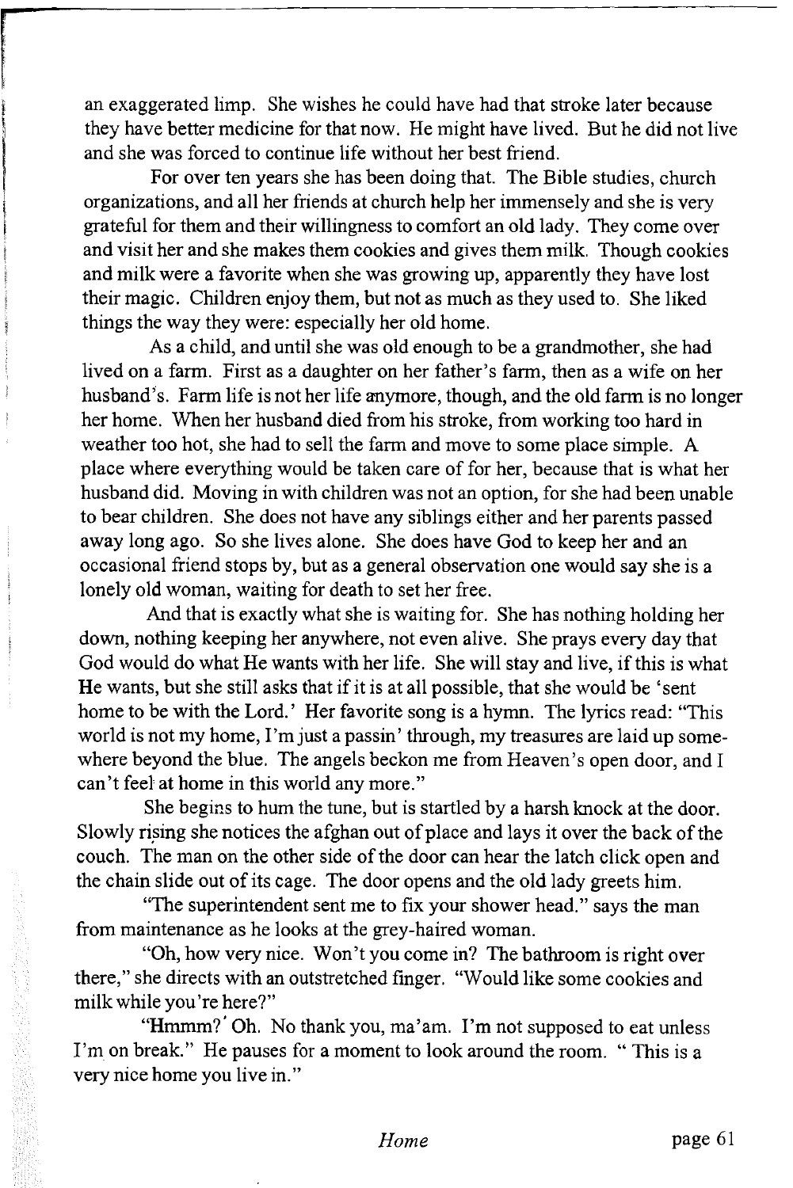an exaggerated limp. She wishes he could have had that stroke later because they have better medicine for that now. He might have lived. But he did not live and she was forced to continue life without her best friend.

For over ten years she has been doing that. The Bible studies, church organizations, and all her friends at church help her immensely and she is very grateful for them and their willingness to comfort an old lady. They come over and visit her and she makes them cookies and gives them milk. Though cookies and milk were a favorite when she was growing up, apparently they have lost their magic. Children enjoy them, but not as much as they used to. She liked things the way they were: especially her old home.

As a child, and until she was old enough to be a grandmother, she had lived on a farm. First as a daughter on her father's farm, then as a wife on her husband's. Farm life is not her life anymore, though, and the old farm is no longer her home. When her husband died from his stroke, from working too hard in weather too hot, she had to sell the farm and move to some place simple. A place where everything would be taken care of for her, because that is what her husband did. Moving in with children was not an option, for she had been unable to bear children. She does not have any siblings either and her parents passed away long ago. So she lives alone. She does have God to keep her and an occasional friend stops by, but as a general observation one would say she is a lonely old woman, waiting for death to set her free.

And that is exactly what she is waiting for. She has nothing holding her down, nothing keeping her anywhere, not even alive. She prays every day that God would do what He wants with her life. She will stay and live, if this is what He wants, but she still asks that if it is at all possible, that she would be 'sent home to be with the Lord.' Her favorite song is a hymn. The lyrics read: "This world is not my home, I'm just a passin' through, my treasures are laid up somewhere beyond the blue. The angels beckon me from Heaven's open door, and I can't feel at home in this world any more."

She begins to hum the tune, but is startled by a harsh knock at the door. Slowly rising she notices the afghan out of place and lays it over the back of the couch. The man on the other side of the door can hear the latch click open and the chain slide out of its cage. The door opens and the old lady greets him.

"The superintendent sent me to fix your shower head." says the man from maintenance as he looks at the grey-haired woman.

"Oh, how very nice. Won't you come in? The bathroom is right over there," she directs with an outstretched finger. "Would like some cookies and milk while you're here?"

"Hmmm? Oh. No thank you, ma'am. I'm not supposed to eat unless I'm on break." He pauses for a moment to look around the room. " This is a very nice home you live in."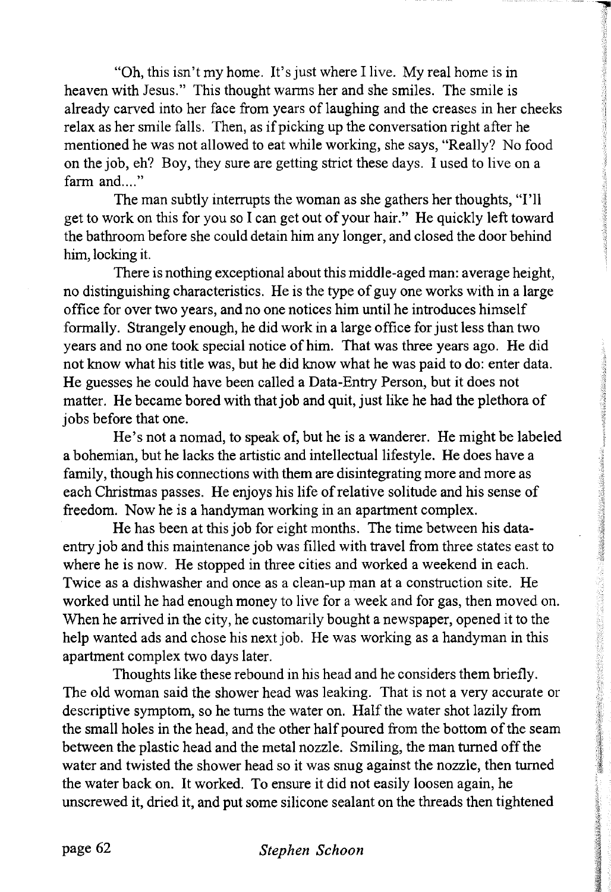"Oh, this isn't my home. It's just where I live. My real home is in heaven with Jesus." This thought warms her and she smiles. The smile is already carved into her face from years of laughing and the creases in her cheeks relax as her smile falls. Then, as if picking up the conversation right after he mentioned he was not allowed to eat while working, she says, "Really? No food on the job, eh? Boy, they sure are getting strict these days. I used to live on a farm and...."

The man subtly interrupts the woman as she gathers her thoughts, "I'll get to work on this for you so I can get out of your hair." He quickly left toward the bathroom before she could detain him any longer, and closed the door behind him, locking it.

There is nothing exceptional about this middle-aged man: average height, no distinguishing characteristics. He is the type of guy one works with in a large office for over two years, and no one notices him until he introduces himself formally. Strangely enough, he did work in a large office for just less than two years and no one took special notice of him. That was three years ago. He did not know what his title was, but he did know what he was paid to do: enter data. He guesses he could have been called a Data-Entry Person, but it does not matter. He became bored with that job and quit, just like he had the plethora of jobs before that one.

He's not a nomad, to speak of, but he is a wanderer. He might be labeled a bohemian, but he lacks the artistic and intellectual lifestyle. He does have a family, though his connections with them are disintegrating more and more as each Christmas passes. He enjoys his life of relative solitude and his sense of freedom. Now he is a handyman working in an apartment complex.

He has been at this job for eight months. The time between his data-entry job and this maintenance job was filled with travel from three states east to where he is now. He stopped in three cities and worked a weekend in each. Twice as a dishwasher and once as a clean-up man at a construction site. He worked until he had enough money to live for a week and for gas, then moved on. When he arrived in the city, he customarily bought a newspaper, opened it to the help wanted ads and chose his next job. He was working as a handyman in this apartment complex two days later.

Thoughts like these rebound in his head and he considers them briefly. The old woman said the shower head was leaking. That is not a very accurate or descriptive symptom, so he turns the water on. Half the water shot lazily from the small holes in the head, and the other half poured from the bottom of the seam between the plastic head and the metal nozzle. Smiling, the man turned off the water and twisted the shower head so it was snug against the nozzle, then turned the water back on. It worked. To ensure it did not easily loosen again, he unscrewed it, dried it, and put some silicone sealant on the threads then tightened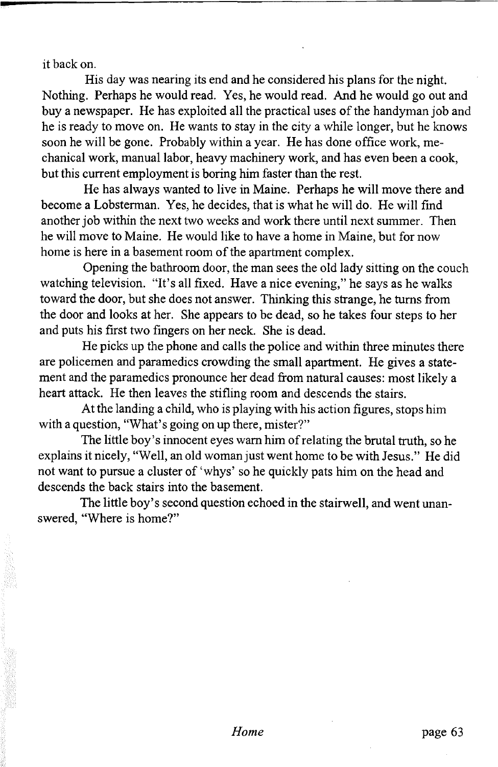it back on.

His day was nearing its end and he considered his plans for the night. Nothing. Perhaps he would read. Yes, he would read. And he would go out and buy a newspaper. He has exploited all the practical uses of the handyman job and he is ready to move on. He wants to stay in the city a while longer, but he knows soon he will be gone. Probably within a year. He has done office work, mechanical work, manual labor, heavy machinery work, and has even been a cook, but this current employment is boring him faster than the rest.

He has always wanted to live in Maine. Perhaps he will move there and become a Lobsterman. Yes, he decides, that is what he will do. He will find another job within the next two weeks and work there until next summer. Then he will move to Maine. He would like to have a home in Maine, but for now home is here in a basement room of the apartment complex.

Opening the bathroom door, the man sees the old lady sitting on the couch watching television. "It's all fixed. Have a nice evening," he says as he walks toward the door, but she does not answer. Thinking this strange, he turns from the door and looks at her. She appears to be dead, so he takes four steps to her and puts his first two fingers on her neck. She is dead.

He picks up the phone and calls the police and within three minutes there are policemen and paramedics crowding the small apartment. He gives a statement and the paramedics pronounce her dead from natural causes: most likely a heart attack. He then leaves the stifling room and descends the stairs.

At the landing a child, who is playing with his action figures, stops him with a question, "What's going on up there, mister?"

The little boy's innocent eyes warn him of relating the brutal truth, so he explains it nicely, "Well, an old woman just went home to be with Jesus." He did not want to pursue a cluster of 'whys' so he quickly pats him on the head and descends the back stairs into the basement.

The little boy's second question echoed in the stairwell, and went unanswered, "Where is home?"